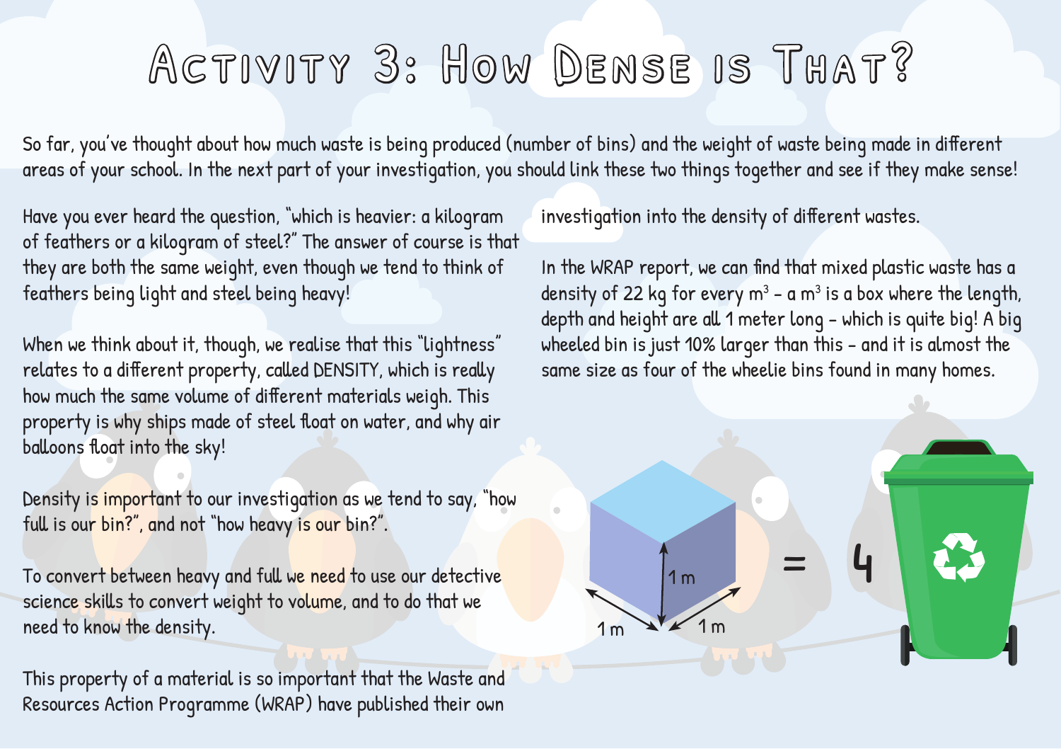# Activity 3: How Dense is That?

So far, you've thought about how much waste is being produced (number of bins) and the weight of waste being made in different areas of your school. In the next part of your investigation, you should link these two things together and see if they make sense!

Have you ever heard the question, "which is heavier: a kilogram of feathers or a kilogram of steel?" The answer of course is that they are both the same weight, even though we tend to think of feathers being light and steel being heavy!

When we think about it, though, we realise that this "lightness" relates to a different property, called DENSITY, which is really how much the same volume of different materials weigh. This property is why ships made of steel float on water, and why air balloons float into the sky!

Density is important to our investigation as we tend to say, "how full is our bin?", and not "how heavy is our bin?".

To convert between heavy and full we need to use our detective science skills to convert weight to volume, and to do that we need to know the density.

This property of a material is so important that the Waste and Resources Action Programme (WRAP) have published their own investigation into the density of different wastes.

In the WRAP report, we can find that mixed plastic waste has a density of 22 kg for every $m^3$ – a $m^3$ is a box where the length, depth and height are all 1 meter long – which is quite big! A big wheeled bin is just 10% larger than this – and it is almost the same size as four of the wheelie bins found in many homes.

1 m, 1 m, 1 m = 4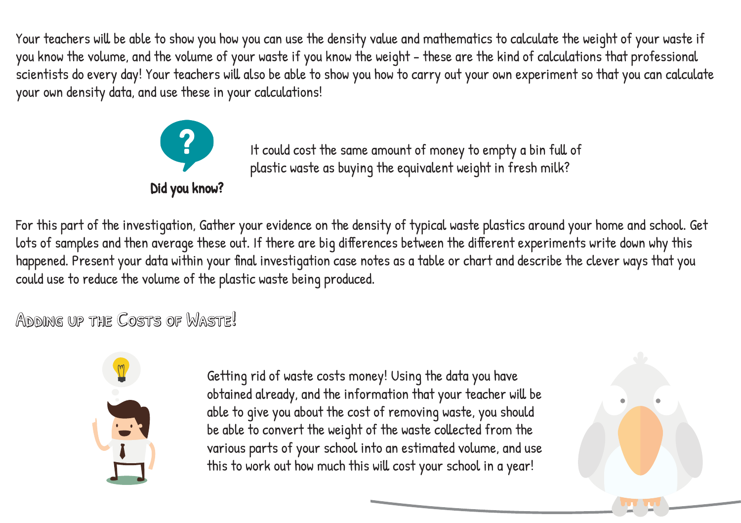Your teachers will be able to show you how you can use the density value and mathematics to calculate the weight of your waste if you know the volume, and the volume of your waste if you know the weight – these are the kind of calculations that professional scientists do every day! Your teachers will also be able to show you how to carry out your own experiment so that you can calculate your own density data, and use these in your calculations!

**Did you know?**

It could cost the same amount of money to empty a bin full of plastic waste as buying the equivalent weight in fresh milk?

For this part of the investigation, Gather your evidence on the density of typical waste plastics around your home and school. Get lots of samples and then average these out. If there are big differences between the different experiments write down why this happened. Present your data within your final investigation case notes as a table or chart and describe the clever ways that you could use to reduce the volume of the plastic waste being produced.

## Adding up the Costs of Waste!

Getting rid of waste costs money! Using the data you have obtained already, and the information that your teacher will be able to give you about the cost of removing waste, you should be able to convert the weight of the waste collected from the various parts of your school into an estimated volume, and use this to work out how much this will cost your school in a year!